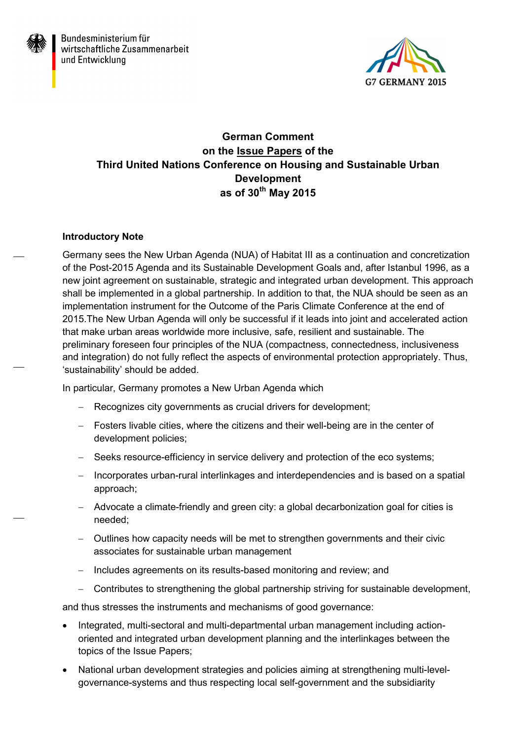Bundesministerium für wirtschaftliche Zusammenarbeit und Entwicklung

G7 GERMANY 2015

# German Comment on the Issue Papers of the Third United Nations Conference on Housing and Sustainable Urban Development as of 30th May 2015

**Introductory Note**

Germany sees the New Urban Agenda (NUA) of Habitat III as a continuation and concretization of the Post-2015 Agenda and its Sustainable Development Goals and, after Istanbul 1996, as a new joint agreement on sustainable, strategic and integrated urban development. This approach shall be implemented in a global partnership. In addition to that, the NUA should be seen as an implementation instrument for the Outcome of the Paris Climate Conference at the end of 2015.The New Urban Agenda will only be successful if it leads into joint and accelerated action that make urban areas worldwide more inclusive, safe, resilient and sustainable. The preliminary foreseen four principles of the NUA (compactness, connectedness, inclusiveness and integration) do not fully reflect the aspects of environmental protection appropriately. Thus, 'sustainability' should be added.

In particular, Germany promotes a New Urban Agenda which

- Recognizes city governments as crucial drivers for development;
- Fosters livable cities, where the citizens and their well-being are in the center of development policies;
- Seeks resource-efficiency in service delivery and protection of the eco systems;
- Incorporates urban-rural interlinkages and interdependencies and is based on a spatial approach;
- Advocate a climate-friendly and green city: a global decarbonization goal for cities is needed;
- Outlines how capacity needs will be met to strengthen governments and their civic associates for sustainable urban management
- Includes agreements on its results-based monitoring and review; and
- Contributes to strengthening the global partnership striving for sustainable development,

and thus stresses the instruments and mechanisms of good governance:

- Integrated, multi-sectoral and multi-departmental urban management including action-oriented and integrated urban development planning and the interlinkages between the topics of the Issue Papers;
- National urban development strategies and policies aiming at strengthening multi-level-governance-systems and thus respecting local self-government and the subsidiarity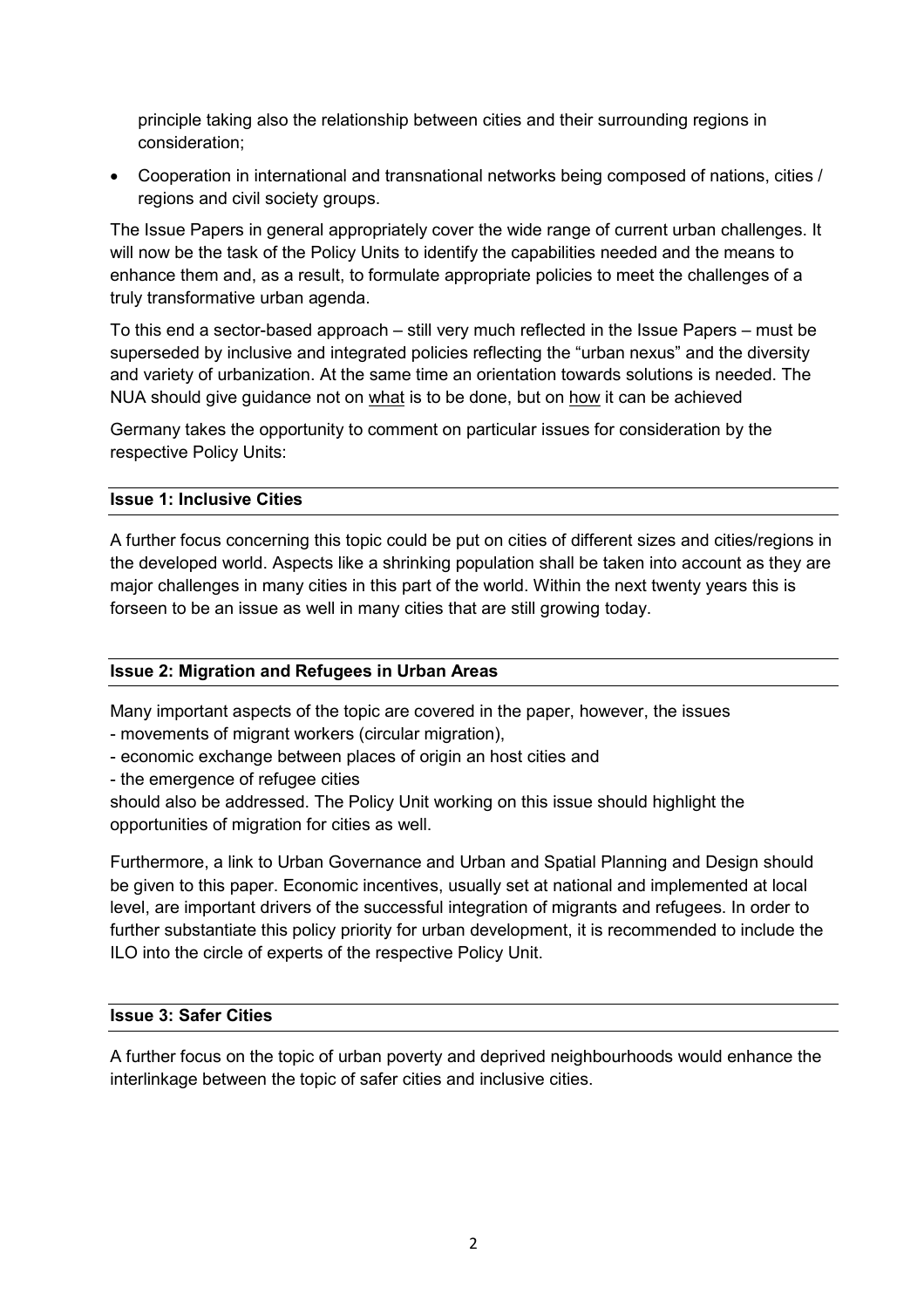principle taking also the relationship between cities and their surrounding regions in consideration;

- Cooperation in international and transnational networks being composed of nations, cities / regions and civil society groups.

The Issue Papers in general appropriately cover the wide range of current urban challenges. It will now be the task of the Policy Units to identify the capabilities needed and the means to enhance them and, as a result, to formulate appropriate policies to meet the challenges of a truly transformative urban agenda.

To this end a sector-based approach – still very much reflected in the Issue Papers – must be superseded by inclusive and integrated policies reflecting the "urban nexus" and the diversity and variety of urbanization. At the same time an orientation towards solutions is needed. The NUA should give guidance not on what is to be done, but on how it can be achieved

Germany takes the opportunity to comment on particular issues for consideration by the respective Policy Units:

**Issue 1: Inclusive Cities**

A further focus concerning this topic could be put on cities of different sizes and cities/regions in the developed world. Aspects like a shrinking population shall be taken into account as they are major challenges in many cities in this part of the world. Within the next twenty years this is forseen to be an issue as well in many cities that are still growing today.

**Issue 2: Migration and Refugees in Urban Areas**

Many important aspects of the topic are covered in the paper, however, the issues
- movements of migrant workers (circular migration),
- economic exchange between places of origin an host cities and
- the emergence of refugee cities

should also be addressed. The Policy Unit working on this issue should highlight the opportunities of migration for cities as well.

Furthermore, a link to Urban Governance and Urban and Spatial Planning and Design should be given to this paper. Economic incentives, usually set at national and implemented at local level, are important drivers of the successful integration of migrants and refugees. In order to further substantiate this policy priority for urban development, it is recommended to include the ILO into the circle of experts of the respective Policy Unit.

**Issue 3: Safer Cities**

A further focus on the topic of urban poverty and deprived neighbourhoods would enhance the interlinkage between the topic of safer cities and inclusive cities.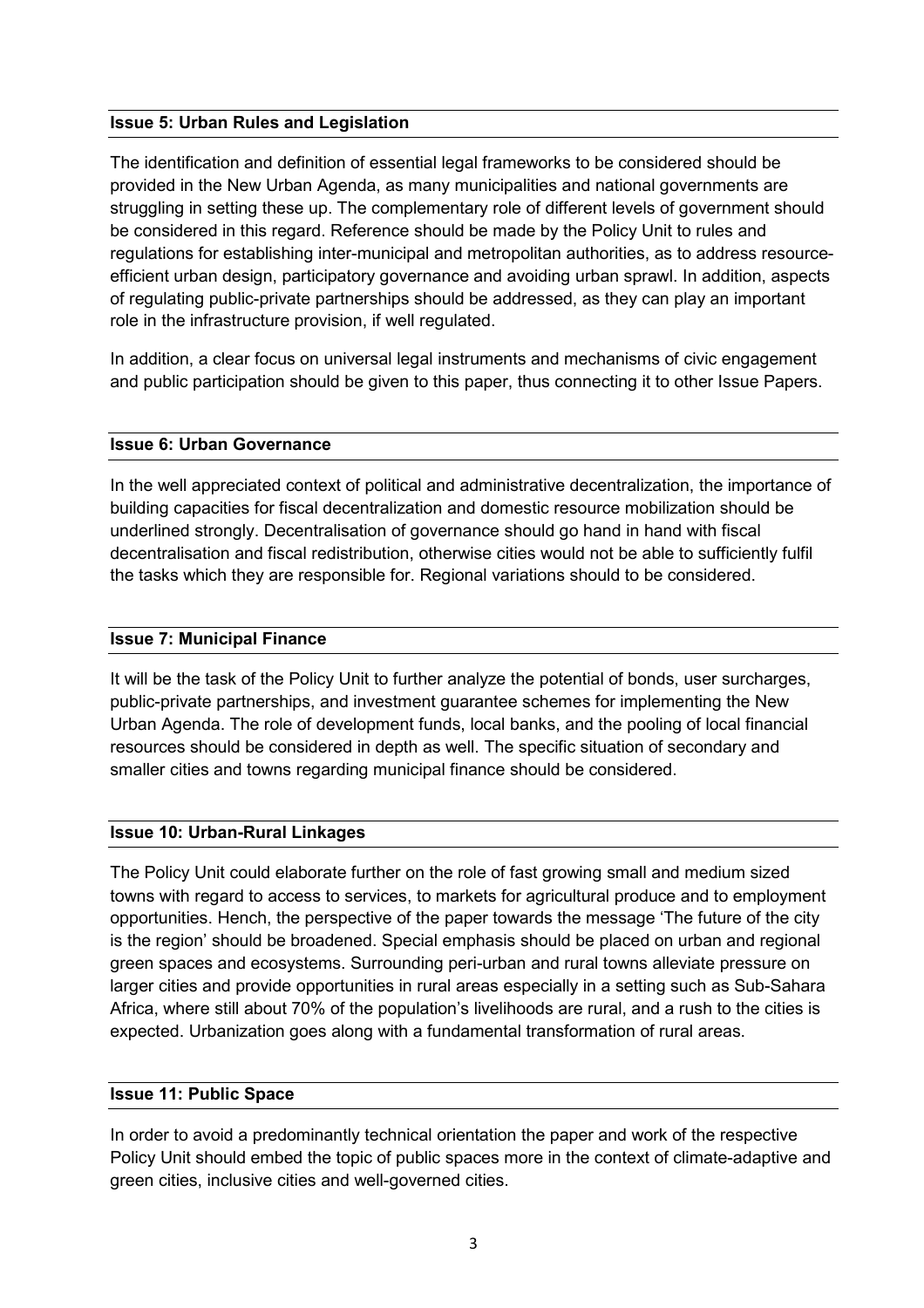**Issue 5: Urban Rules and Legislation**

The identification and definition of essential legal frameworks to be considered should be provided in the New Urban Agenda, as many municipalities and national governments are struggling in setting these up. The complementary role of different levels of government should be considered in this regard. Reference should be made by the Policy Unit to rules and regulations for establishing inter-municipal and metropolitan authorities, as to address resource-efficient urban design, participatory governance and avoiding urban sprawl. In addition, aspects of regulating public-private partnerships should be addressed, as they can play an important role in the infrastructure provision, if well regulated.

In addition, a clear focus on universal legal instruments and mechanisms of civic engagement and public participation should be given to this paper, thus connecting it to other Issue Papers.

**Issue 6: Urban Governance**

In the well appreciated context of political and administrative decentralization, the importance of building capacities for fiscal decentralization and domestic resource mobilization should be underlined strongly. Decentralisation of governance should go hand in hand with fiscal decentralisation and fiscal redistribution, otherwise cities would not be able to sufficiently fulfil the tasks which they are responsible for. Regional variations should to be considered.

**Issue 7: Municipal Finance**

It will be the task of the Policy Unit to further analyze the potential of bonds, user surcharges, public-private partnerships, and investment guarantee schemes for implementing the New Urban Agenda. The role of development funds, local banks, and the pooling of local financial resources should be considered in depth as well. The specific situation of secondary and smaller cities and towns regarding municipal finance should be considered.

**Issue 10: Urban-Rural Linkages**

The Policy Unit could elaborate further on the role of fast growing small and medium sized towns with regard to access to services, to markets for agricultural produce and to employment opportunities. Hench, the perspective of the paper towards the message 'The future of the city is the region' should be broadened. Special emphasis should be placed on urban and regional green spaces and ecosystems. Surrounding peri-urban and rural towns alleviate pressure on larger cities and provide opportunities in rural areas especially in a setting such as Sub-Sahara Africa, where still about 70% of the population's livelihoods are rural, and a rush to the cities is expected. Urbanization goes along with a fundamental transformation of rural areas.

**Issue 11: Public Space**

In order to avoid a predominantly technical orientation the paper and work of the respective Policy Unit should embed the topic of public spaces more in the context of climate-adaptive and green cities, inclusive cities and well-governed cities.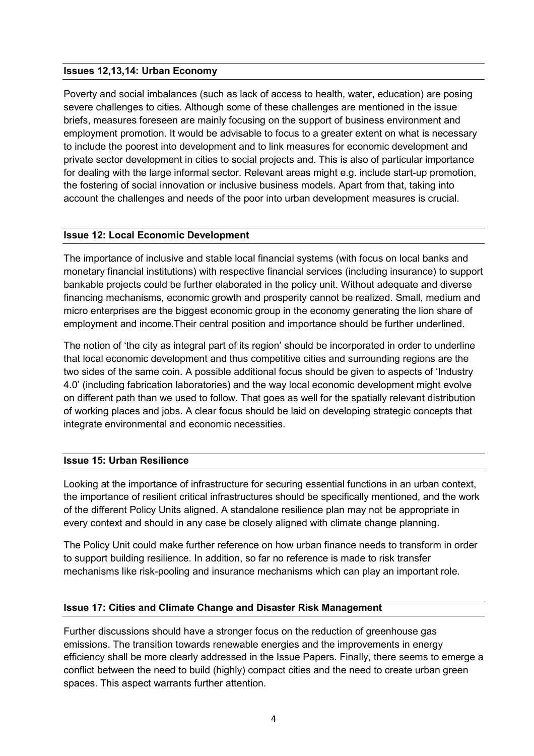### Issues 12,13,14: Urban Economy

Poverty and social imbalances (such as lack of access to health, water, education) are posing severe challenges to cities. Although some of these challenges are mentioned in the issue briefs, measures foreseen are mainly focusing on the support of business environment and employment promotion. It would be advisable to focus to a greater extent on what is necessary to include the poorest into development and to link measures for economic development and private sector development in cities to social projects and. This is also of particular importance for dealing with the large informal sector. Relevant areas might e.g. include start-up promotion, the fostering of social innovation or inclusive business models. Apart from that, taking into account the challenges and needs of the poor into urban development measures is crucial.

### Issue 12: Local Economic Development

The importance of inclusive and stable local financial systems (with focus on local banks and monetary financial institutions) with respective financial services (including insurance) to support bankable projects could be further elaborated in the policy unit. Without adequate and diverse financing mechanisms, economic growth and prosperity cannot be realized. Small, medium and micro enterprises are the biggest economic group in the economy generating the lion share of employment and income.Their central position and importance should be further underlined.

The notion of 'the city as integral part of its region' should be incorporated in order to underline that local economic development and thus competitive cities and surrounding regions are the two sides of the same coin. A possible additional focus should be given to aspects of 'Industry 4.0' (including fabrication laboratories) and the way local economic development might evolve on different path than we used to follow. That goes as well for the spatially relevant distribution of working places and jobs. A clear focus should be laid on developing strategic concepts that integrate environmental and economic necessities.

### Issue 15: Urban Resilience

Looking at the importance of infrastructure for securing essential functions in an urban context, the importance of resilient critical infrastructures should be specifically mentioned, and the work of the different Policy Units aligned. A standalone resilience plan may not be appropriate in every context and should in any case be closely aligned with climate change planning.

The Policy Unit could make further reference on how urban finance needs to transform in order to support building resilience. In addition, so far no reference is made to risk transfer mechanisms like risk-pooling and insurance mechanisms which can play an important role.

### Issue 17: Cities and Climate Change and Disaster Risk Management

Further discussions should have a stronger focus on the reduction of greenhouse gas emissions. The transition towards renewable energies and the improvements in energy efficiency shall be more clearly addressed in the Issue Papers. Finally, there seems to emerge a conflict between the need to build (highly) compact cities and the need to create urban green spaces. This aspect warrants further attention.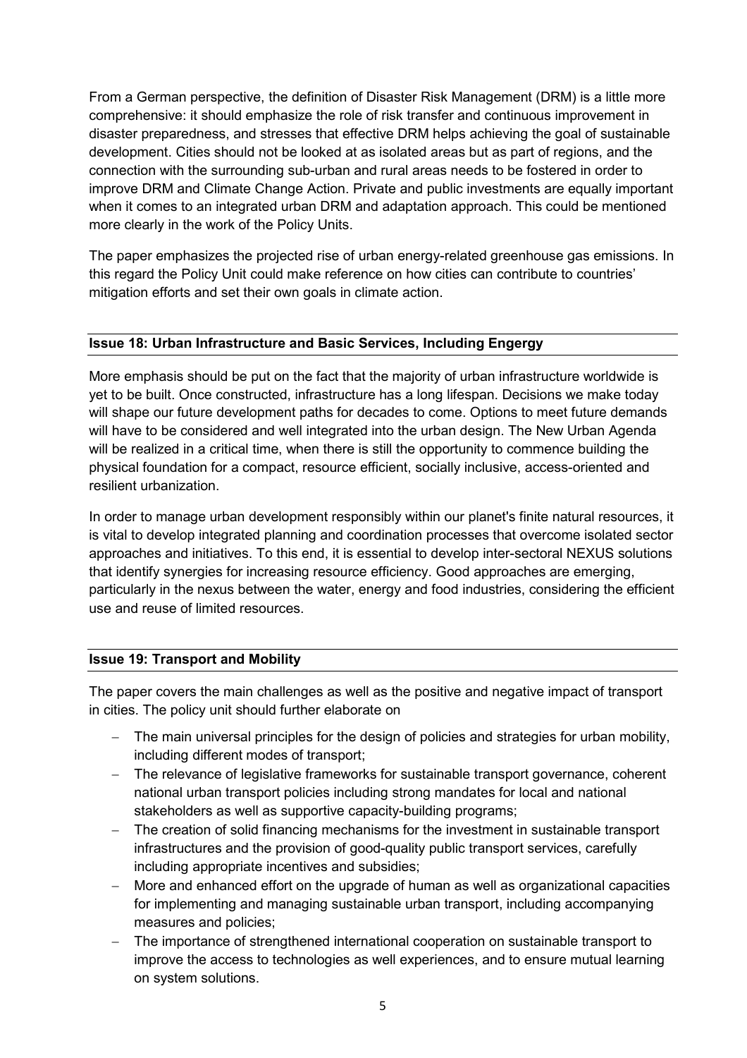From a German perspective, the definition of Disaster Risk Management (DRM) is a little more comprehensive: it should emphasize the role of risk transfer and continuous improvement in disaster preparedness, and stresses that effective DRM helps achieving the goal of sustainable development. Cities should not be looked at as isolated areas but as part of regions, and the connection with the surrounding sub-urban and rural areas needs to be fostered in order to improve DRM and Climate Change Action. Private and public investments are equally important when it comes to an integrated urban DRM and adaptation approach. This could be mentioned more clearly in the work of the Policy Units.

The paper emphasizes the projected rise of urban energy-related greenhouse gas emissions. In this regard the Policy Unit could make reference on how cities can contribute to countries' mitigation efforts and set their own goals in climate action.

### Issue 18: Urban Infrastructure and Basic Services, Including Engergy

More emphasis should be put on the fact that the majority of urban infrastructure worldwide is yet to be built. Once constructed, infrastructure has a long lifespan. Decisions we make today will shape our future development paths for decades to come. Options to meet future demands will have to be considered and well integrated into the urban design. The New Urban Agenda will be realized in a critical time, when there is still the opportunity to commence building the physical foundation for a compact, resource efficient, socially inclusive, access-oriented and resilient urbanization.

In order to manage urban development responsibly within our planet's finite natural resources, it is vital to develop integrated planning and coordination processes that overcome isolated sector approaches and initiatives. To this end, it is essential to develop inter-sectoral NEXUS solutions that identify synergies for increasing resource efficiency. Good approaches are emerging, particularly in the nexus between the water, energy and food industries, considering the efficient use and reuse of limited resources.

### Issue 19: Transport and Mobility

The paper covers the main challenges as well as the positive and negative impact of transport in cities. The policy unit should further elaborate on

- The main universal principles for the design of policies and strategies for urban mobility, including different modes of transport;
- The relevance of legislative frameworks for sustainable transport governance, coherent national urban transport policies including strong mandates for local and national stakeholders as well as supportive capacity-building programs;
- The creation of solid financing mechanisms for the investment in sustainable transport infrastructures and the provision of good-quality public transport services, carefully including appropriate incentives and subsidies;
- More and enhanced effort on the upgrade of human as well as organizational capacities for implementing and managing sustainable urban transport, including accompanying measures and policies;
- The importance of strengthened international cooperation on sustainable transport to improve the access to technologies as well experiences, and to ensure mutual learning on system solutions.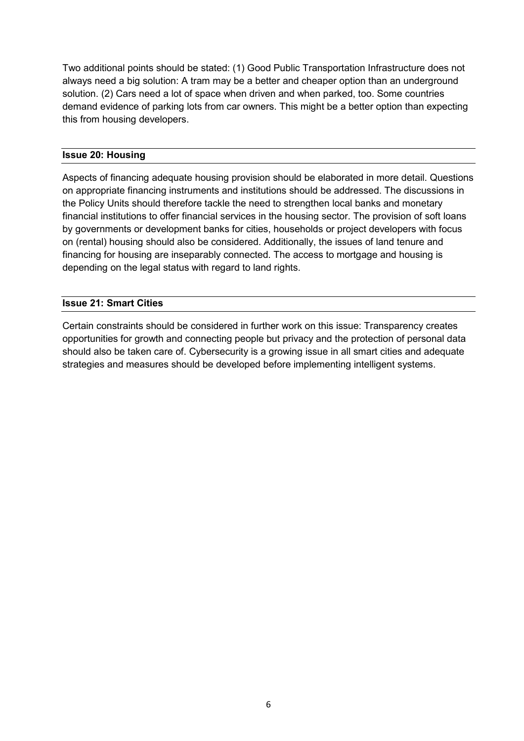Two additional points should be stated: (1) Good Public Transportation Infrastructure does not always need a big solution: A tram may be a better and cheaper option than an underground solution. (2) Cars need a lot of space when driven and when parked, too. Some countries demand evidence of parking lots from car owners. This might be a better option than expecting this from housing developers.

### Issue 20: Housing

Aspects of financing adequate housing provision should be elaborated in more detail. Questions on appropriate financing instruments and institutions should be addressed. The discussions in the Policy Units should therefore tackle the need to strengthen local banks and monetary financial institutions to offer financial services in the housing sector. The provision of soft loans by governments or development banks for cities, households or project developers with focus on (rental) housing should also be considered. Additionally, the issues of land tenure and financing for housing are inseparably connected. The access to mortgage and housing is depending on the legal status with regard to land rights.

### Issue 21: Smart Cities

Certain constraints should be considered in further work on this issue: Transparency creates opportunities for growth and connecting people but privacy and the protection of personal data should also be taken care of. Cybersecurity is a growing issue in all smart cities and adequate strategies and measures should be developed before implementing intelligent systems.